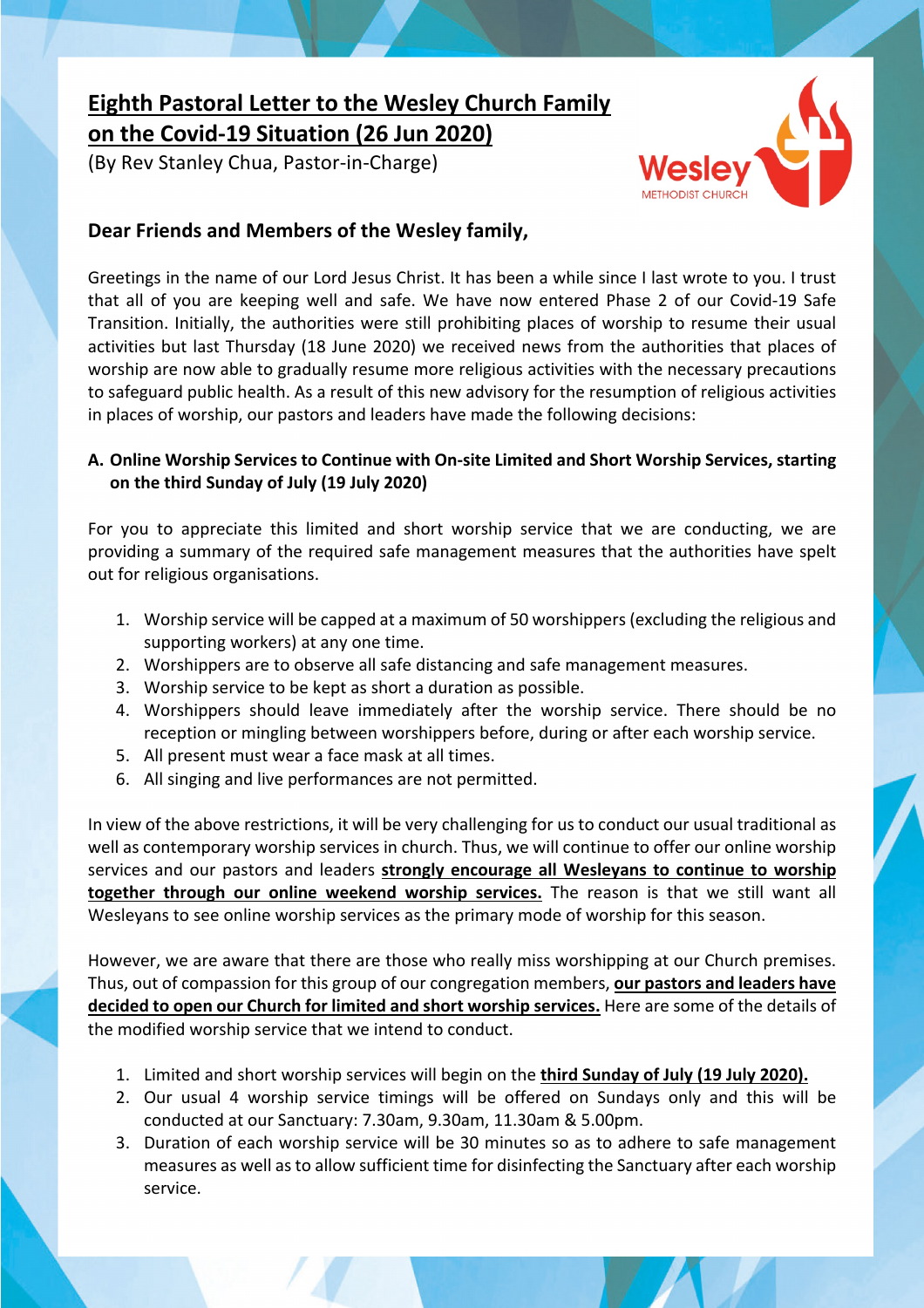# Eighth Pastoral Letter to the Wesley Church Family on the Covid-19 Situation (26 Jun 2020)

(By Rev Stanley Chua, Pastor-in-Charge)

**Dear Friends and Members of the Wesley family,**

Greetings in the name of our Lord Jesus Christ. It has been a while since I last wrote to you. I trust that all of you are keeping well and safe. We have now entered Phase 2 of our Covid-19 Safe Transition. Initially, the authorities were still prohibiting places of worship to resume their usual activities but last Thursday (18 June 2020) we received news from the authorities that places of worship are now able to gradually resume more religious activities with the necessary precautions to safeguard public health. As a result of this new advisory for the resumption of religious activities in places of worship, our pastors and leaders have made the following decisions:

**A. Online Worship Services to Continue with On-site Limited and Short Worship Services, starting on the third Sunday of July (19 July 2020)**

For you to appreciate this limited and short worship service that we are conducting, we are providing a summary of the required safe management measures that the authorities have spelt out for religious organisations.

1. Worship service will be capped at a maximum of 50 worshippers (excluding the religious and supporting workers) at any one time.
2. Worshippers are to observe all safe distancing and safe management measures.
3. Worship service to be kept as short a duration as possible.
4. Worshippers should leave immediately after the worship service. There should be no reception or mingling between worshippers before, during or after each worship service.
5. All present must wear a face mask at all times.
6. All singing and live performances are not permitted.

In view of the above restrictions, it will be very challenging for us to conduct our usual traditional as well as contemporary worship services in church. Thus, we will continue to offer our online worship services and our pastors and leaders **strongly encourage all Wesleyans to continue to worship together through our online weekend worship services.** The reason is that we still want all Wesleyans to see online worship services as the primary mode of worship for this season.

However, we are aware that there are those who really miss worshipping at our Church premises. Thus, out of compassion for this group of our congregation members, **our pastors and leaders have decided to open our Church for limited and short worship services.** Here are some of the details of the modified worship service that we intend to conduct.

1. Limited and short worship services will begin on the **third Sunday of July (19 July 2020).**
2. Our usual 4 worship service timings will be offered on Sundays only and this will be conducted at our Sanctuary: 7.30am, 9.30am, 11.30am & 5.00pm.
3. Duration of each worship service will be 30 minutes so as to adhere to safe management measures as well as to allow sufficient time for disinfecting the Sanctuary after each worship service.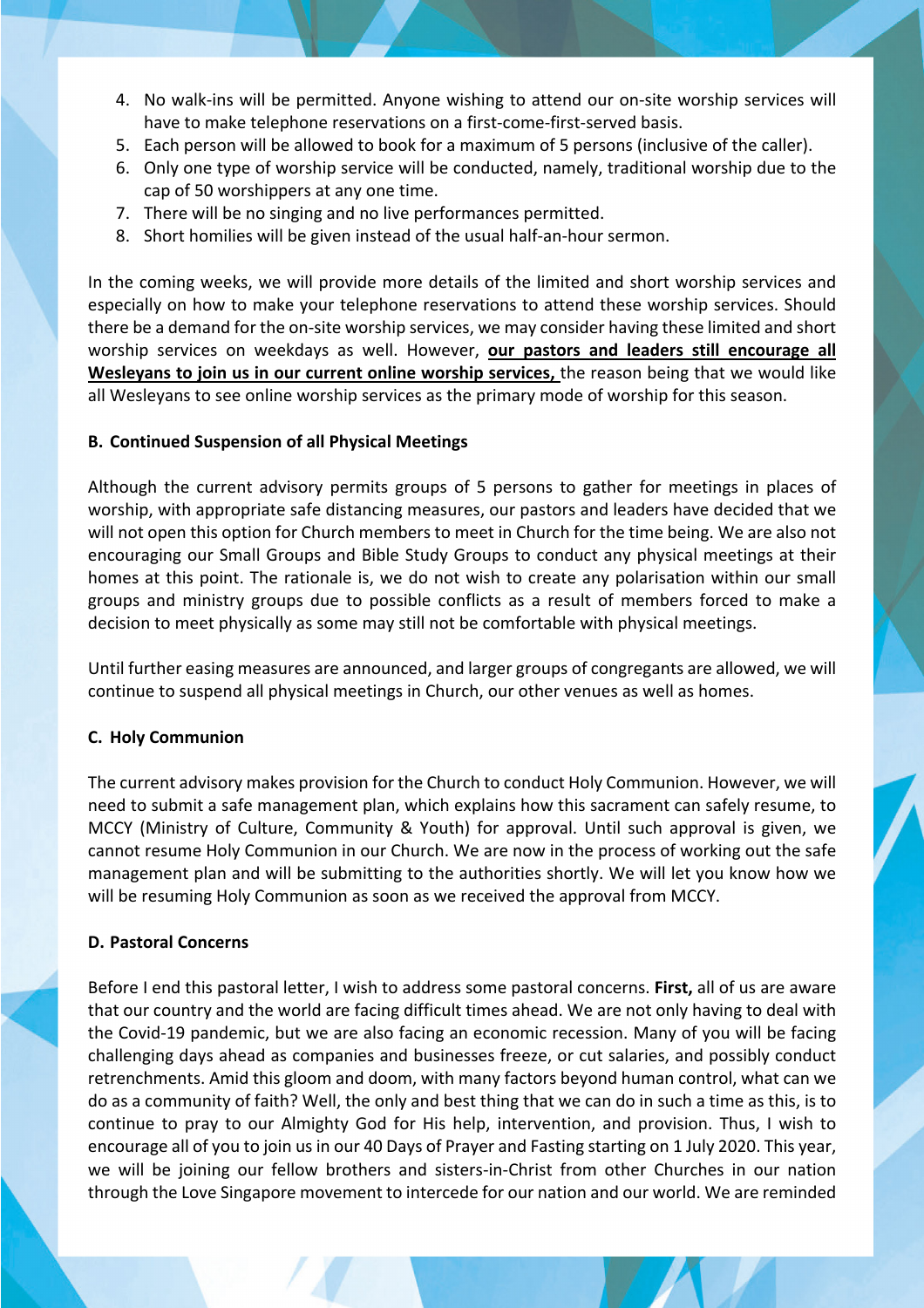4. No walk-ins will be permitted. Anyone wishing to attend our on-site worship services will have to make telephone reservations on a first-come-first-served basis.
5. Each person will be allowed to book for a maximum of 5 persons (inclusive of the caller).
6. Only one type of worship service will be conducted, namely, traditional worship due to the cap of 50 worshippers at any one time.
7. There will be no singing and no live performances permitted.
8. Short homilies will be given instead of the usual half-an-hour sermon.

In the coming weeks, we will provide more details of the limited and short worship services and especially on how to make your telephone reservations to attend these worship services. Should there be a demand for the on-site worship services, we may consider having these limited and short worship services on weekdays as well. However, **<u>our pastors and leaders still encourage all Wesleyans to join us in our current online worship services,</u>** the reason being that we would like all Wesleyans to see online worship services as the primary mode of worship for this season.

**B. Continued Suspension of all Physical Meetings**

Although the current advisory permits groups of 5 persons to gather for meetings in places of worship, with appropriate safe distancing measures, our pastors and leaders have decided that we will not open this option for Church members to meet in Church for the time being. We are also not encouraging our Small Groups and Bible Study Groups to conduct any physical meetings at their homes at this point. The rationale is, we do not wish to create any polarisation within our small groups and ministry groups due to possible conflicts as a result of members forced to make a decision to meet physically as some may still not be comfortable with physical meetings.

Until further easing measures are announced, and larger groups of congregants are allowed, we will continue to suspend all physical meetings in Church, our other venues as well as homes.

**C. Holy Communion**

The current advisory makes provision for the Church to conduct Holy Communion. However, we will need to submit a safe management plan, which explains how this sacrament can safely resume, to MCCY (Ministry of Culture, Community & Youth) for approval. Until such approval is given, we cannot resume Holy Communion in our Church. We are now in the process of working out the safe management plan and will be submitting to the authorities shortly. We will let you know how we will be resuming Holy Communion as soon as we received the approval from MCCY.

**D. Pastoral Concerns**

Before I end this pastoral letter, I wish to address some pastoral concerns. **First,** all of us are aware that our country and the world are facing difficult times ahead. We are not only having to deal with the Covid-19 pandemic, but we are also facing an economic recession. Many of you will be facing challenging days ahead as companies and businesses freeze, or cut salaries, and possibly conduct retrenchments. Amid this gloom and doom, with many factors beyond human control, what can we do as a community of faith? Well, the only and best thing that we can do in such a time as this, is to continue to pray to our Almighty God for His help, intervention, and provision. Thus, I wish to encourage all of you to join us in our 40 Days of Prayer and Fasting starting on 1 July 2020. This year, we will be joining our fellow brothers and sisters-in-Christ from other Churches in our nation through the Love Singapore movement to intercede for our nation and our world. We are reminded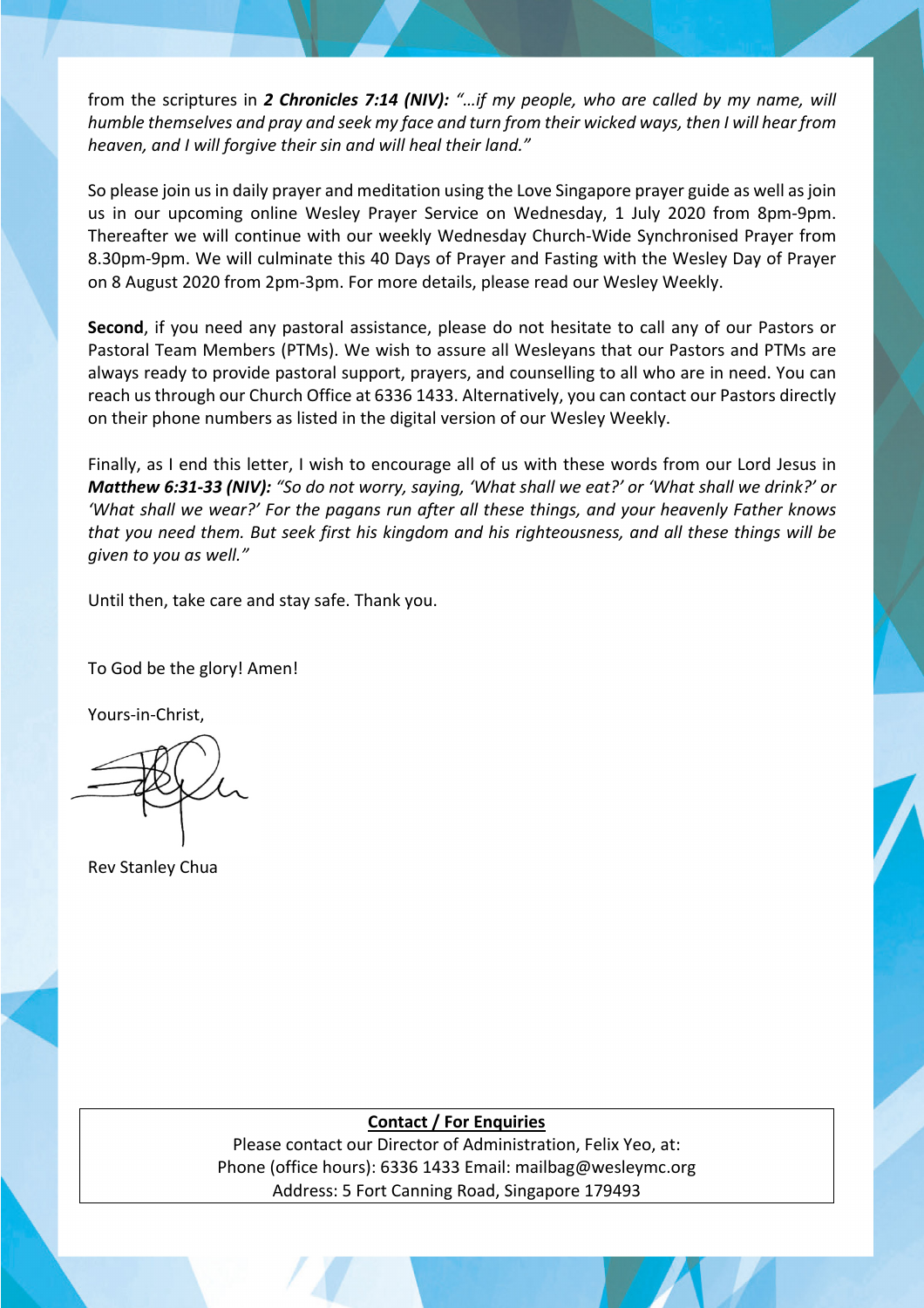from the scriptures in ***2 Chronicles 7:14 (NIV):*** *"…if my people, who are called by my name, will humble themselves and pray and seek my face and turn from their wicked ways, then I will hear from heaven, and I will forgive their sin and will heal their land."*

So please join us in daily prayer and meditation using the Love Singapore prayer guide as well as join us in our upcoming online Wesley Prayer Service on Wednesday, 1 July 2020 from 8pm-9pm. Thereafter we will continue with our weekly Wednesday Church-Wide Synchronised Prayer from 8.30pm-9pm. We will culminate this 40 Days of Prayer and Fasting with the Wesley Day of Prayer on 8 August 2020 from 2pm-3pm. For more details, please read our Wesley Weekly.

**Second**, if you need any pastoral assistance, please do not hesitate to call any of our Pastors or Pastoral Team Members (PTMs). We wish to assure all Wesleyans that our Pastors and PTMs are always ready to provide pastoral support, prayers, and counselling to all who are in need. You can reach us through our Church Office at 6336 1433. Alternatively, you can contact our Pastors directly on their phone numbers as listed in the digital version of our Wesley Weekly.

Finally, as I end this letter, I wish to encourage all of us with these words from our Lord Jesus in ***Matthew 6:31-33 (NIV):*** *"So do not worry, saying, 'What shall we eat?' or 'What shall we drink?' or 'What shall we wear?' For the pagans run after all these things, and your heavenly Father knows that you need them. But seek first his kingdom and his righteousness, and all these things will be given to you as well."*

Until then, take care and stay safe. Thank you.

To God be the glory! Amen!

Yours-in-Christ,

Rev Stanley Chua

**Contact / For Enquiries**

Please contact our Director of Administration, Felix Yeo, at:
Phone (office hours): 6336 1433 Email: mailbag@wesleymc.org
Address: 5 Fort Canning Road, Singapore 179493